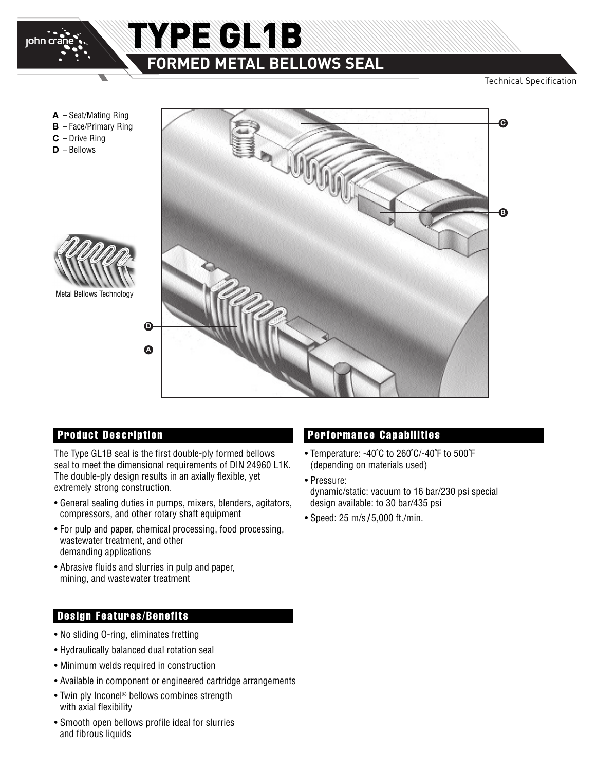# TYPE GL1B

## FORMED METAL BELLOWS SEAL

Technical Specification

**A** – Seat/Mating Ring
**B** – Face/Primary Ring
**C** – Drive Ring
**D** – Bellows

Metal Bellows Technology

## Product Description

The Type GL1B seal is the first double-ply formed bellows seal to meet the dimensional requirements of DIN 24960 L1K. The double-ply design results in an axially flexible, yet extremely strong construction.

- General sealing duties in pumps, mixers, blenders, agitators, compressors, and other rotary shaft equipment
- For pulp and paper, chemical processing, food processing, wastewater treatment, and other demanding applications
- Abrasive fluids and slurries in pulp and paper, mining, and wastewater treatment

## Design Features/Benefits

- No sliding O-ring, eliminates fretting
- Hydraulically balanced dual rotation seal
- Minimum welds required in construction
- Available in component or engineered cartridge arrangements
- Twin ply Inconel® bellows combines strength with axial flexibility
- Smooth open bellows profile ideal for slurries and fibrous liquids

## Performance Capabilities

- Temperature: -40˚C to 260˚C/-40˚F to 500˚F (depending on materials used)
- Pressure:
  dynamic/static: vacuum to 16 bar/230 psi special design available: to 30 bar/435 psi
- Speed: 25 m/s / 5,000 ft./min.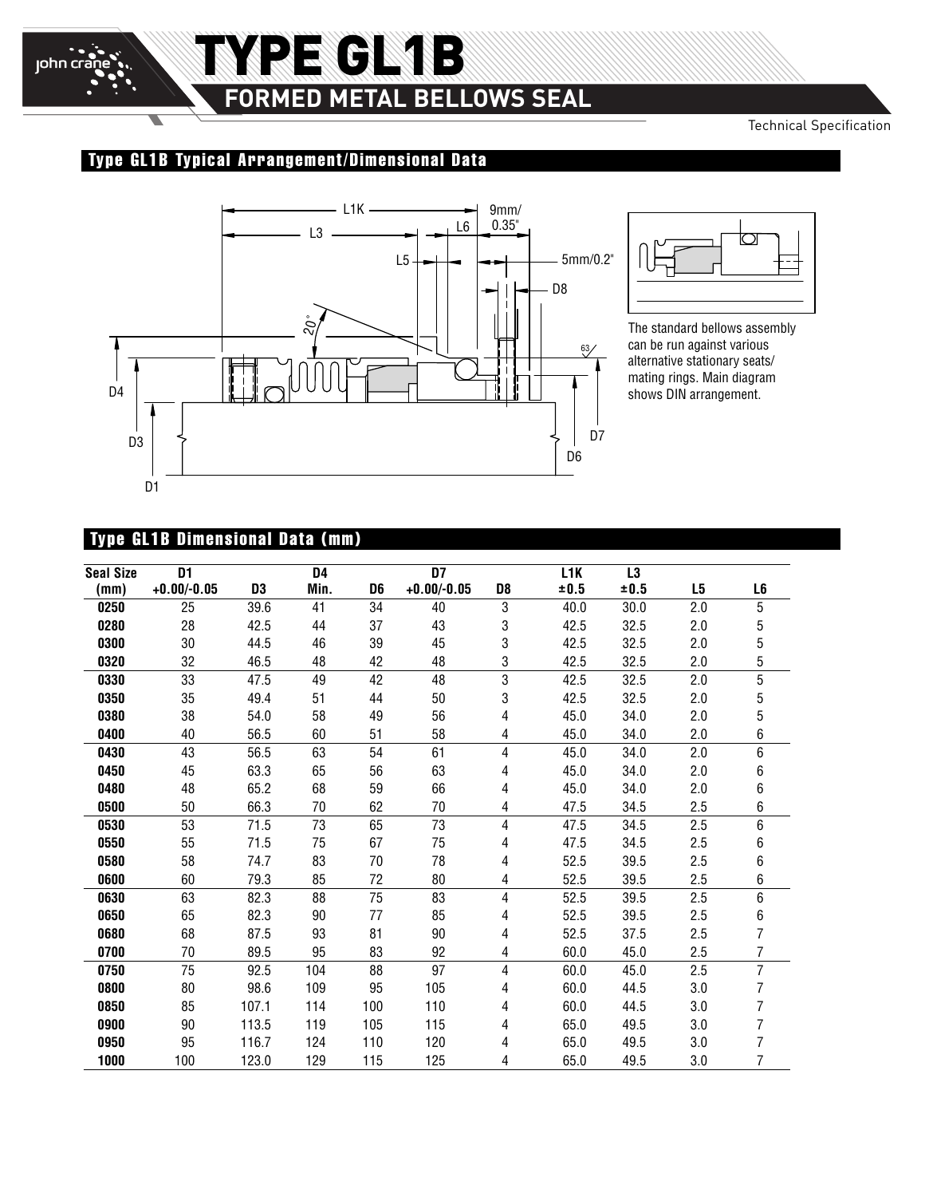# TYPE GL1B

## FORMED METAL BELLOWS SEAL

### Type GL1B Typical Arrangement/Dimensional Data

The standard bellows assembly can be run against various alternative stationary seats/mating rings. Main diagram shows DIN arrangement.

### Type GL1B Dimensional Data (mm)

| Seal Size (mm) | D1 +0.00/-0.05 | D3 | D4 Min. | D6 | D7 +0.00/-0.05 | D8 | L1K ±0.5 | L3 ±0.5 | L5 | L6 |
|---|---|---|---|---|---|---|---|---|---|---|
| **0250** | 25 | 39.6 | 41 | 34 | 40 | 3 | 40.0 | 30.0 | 2.0 | 5 |
| **0280** | 28 | 42.5 | 44 | 37 | 43 | 3 | 42.5 | 32.5 | 2.0 | 5 |
| **0300** | 30 | 44.5 | 46 | 39 | 45 | 3 | 42.5 | 32.5 | 2.0 | 5 |
| **0320** | 32 | 46.5 | 48 | 42 | 48 | 3 | 42.5 | 32.5 | 2.0 | 5 |
| **0330** | 33 | 47.5 | 49 | 42 | 48 | 3 | 42.5 | 32.5 | 2.0 | 5 |
| **0350** | 35 | 49.4 | 51 | 44 | 50 | 3 | 42.5 | 32.5 | 2.0 | 5 |
| **0380** | 38 | 54.0 | 58 | 49 | 56 | 4 | 45.0 | 34.0 | 2.0 | 5 |
| **0400** | 40 | 56.5 | 60 | 51 | 58 | 4 | 45.0 | 34.0 | 2.0 | 6 |
| **0430** | 43 | 56.5 | 63 | 54 | 61 | 4 | 45.0 | 34.0 | 2.0 | 6 |
| **0450** | 45 | 63.3 | 65 | 56 | 63 | 4 | 45.0 | 34.0 | 2.0 | 6 |
| **0480** | 48 | 65.2 | 68 | 59 | 66 | 4 | 45.0 | 34.0 | 2.0 | 6 |
| **0500** | 50 | 66.3 | 70 | 62 | 70 | 4 | 47.5 | 34.5 | 2.5 | 6 |
| **0530** | 53 | 71.5 | 73 | 65 | 73 | 4 | 47.5 | 34.5 | 2.5 | 6 |
| **0550** | 55 | 71.5 | 75 | 67 | 75 | 4 | 47.5 | 34.5 | 2.5 | 6 |
| **0580** | 58 | 74.7 | 83 | 70 | 78 | 4 | 52.5 | 39.5 | 2.5 | 6 |
| **0600** | 60 | 79.3 | 85 | 72 | 80 | 4 | 52.5 | 39.5 | 2.5 | 6 |
| **0630** | 63 | 82.3 | 88 | 75 | 83 | 4 | 52.5 | 39.5 | 2.5 | 6 |
| **0650** | 65 | 82.3 | 90 | 77 | 85 | 4 | 52.5 | 39.5 | 2.5 | 6 |
| **0680** | 68 | 87.5 | 93 | 81 | 90 | 4 | 52.5 | 37.5 | 2.5 | 7 |
| **0700** | 70 | 89.5 | 95 | 83 | 92 | 4 | 60.0 | 45.0 | 2.5 | 7 |
| **0750** | 75 | 92.5 | 104 | 88 | 97 | 4 | 60.0 | 45.0 | 2.5 | 7 |
| **0800** | 80 | 98.6 | 109 | 95 | 105 | 4 | 60.0 | 44.5 | 3.0 | 7 |
| **0850** | 85 | 107.1 | 114 | 100 | 110 | 4 | 60.0 | 44.5 | 3.0 | 7 |
| **0900** | 90 | 113.5 | 119 | 105 | 115 | 4 | 65.0 | 49.5 | 3.0 | 7 |
| **0950** | 95 | 116.7 | 124 | 110 | 120 | 4 | 65.0 | 49.5 | 3.0 | 7 |
| **1000** | 100 | 123.0 | 129 | 115 | 125 | 4 | 65.0 | 49.5 | 3.0 | 7 |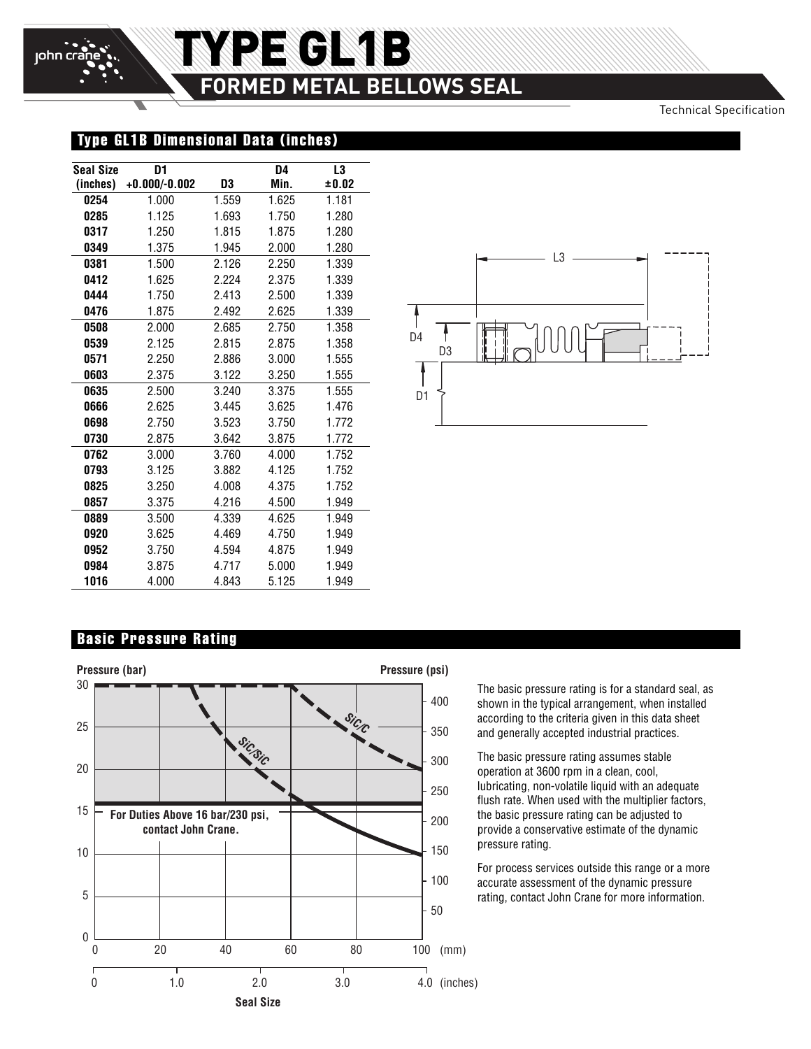# TYPE GL1B

## FORMED METAL BELLOWS SEAL

Technical Specification

### Type GL1B Dimensional Data (inches)

| Seal Size (inches) | D1 +0.000/-0.002 | D3 | D4 Min. | L3 ±0.02 |
|---|---|---|---|---|
| 0254 | 1.000 | 1.559 | 1.625 | 1.181 |
| 0285 | 1.125 | 1.693 | 1.750 | 1.280 |
| 0317 | 1.250 | 1.815 | 1.875 | 1.280 |
| 0349 | 1.375 | 1.945 | 2.000 | 1.280 |
| 0381 | 1.500 | 2.126 | 2.250 | 1.339 |
| 0412 | 1.625 | 2.224 | 2.375 | 1.339 |
| 0444 | 1.750 | 2.413 | 2.500 | 1.339 |
| 0476 | 1.875 | 2.492 | 2.625 | 1.339 |
| 0508 | 2.000 | 2.685 | 2.750 | 1.358 |
| 0539 | 2.125 | 2.815 | 2.875 | 1.358 |
| 0571 | 2.250 | 2.886 | 3.000 | 1.555 |
| 0603 | 2.375 | 3.122 | 3.250 | 1.555 |
| 0635 | 2.500 | 3.240 | 3.375 | 1.555 |
| 0666 | 2.625 | 3.445 | 3.625 | 1.476 |
| 0698 | 2.750 | 3.523 | 3.750 | 1.772 |
| 0730 | 2.875 | 3.642 | 3.875 | 1.772 |
| 0762 | 3.000 | 3.760 | 4.000 | 1.752 |
| 0793 | 3.125 | 3.882 | 4.125 | 1.752 |
| 0825 | 3.250 | 4.008 | 4.375 | 1.752 |
| 0857 | 3.375 | 4.216 | 4.500 | 1.949 |
| 0889 | 3.500 | 4.339 | 4.625 | 1.949 |
| 0920 | 3.625 | 4.469 | 4.750 | 1.949 |
| 0952 | 3.750 | 4.594 | 4.875 | 1.949 |
| 0984 | 3.875 | 4.717 | 5.000 | 1.949 |
| 1016 | 4.000 | 4.843 | 5.125 | 1.949 |

L3 D4 D3 D1

### Basic Pressure Rating

Pressure (bar) Pressure (psi)

SiC/C SiC/SiC

For Duties Above 16 bar/230 psi, contact John Crane.

Seal Size (mm) (inches)

The basic pressure rating is for a standard seal, as shown in the typical arrangement, when installed according to the criteria given in this data sheet and generally accepted industrial practices.

The basic pressure rating assumes stable operation at 3600 rpm in a clean, cool, lubricating, non-volatile liquid with an adequate flush rate. When used with the multiplier factors, the basic pressure rating can be adjusted to provide a conservative estimate of the dynamic pressure rating.

For process services outside this range or a more accurate assessment of the dynamic pressure rating, contact John Crane for more information.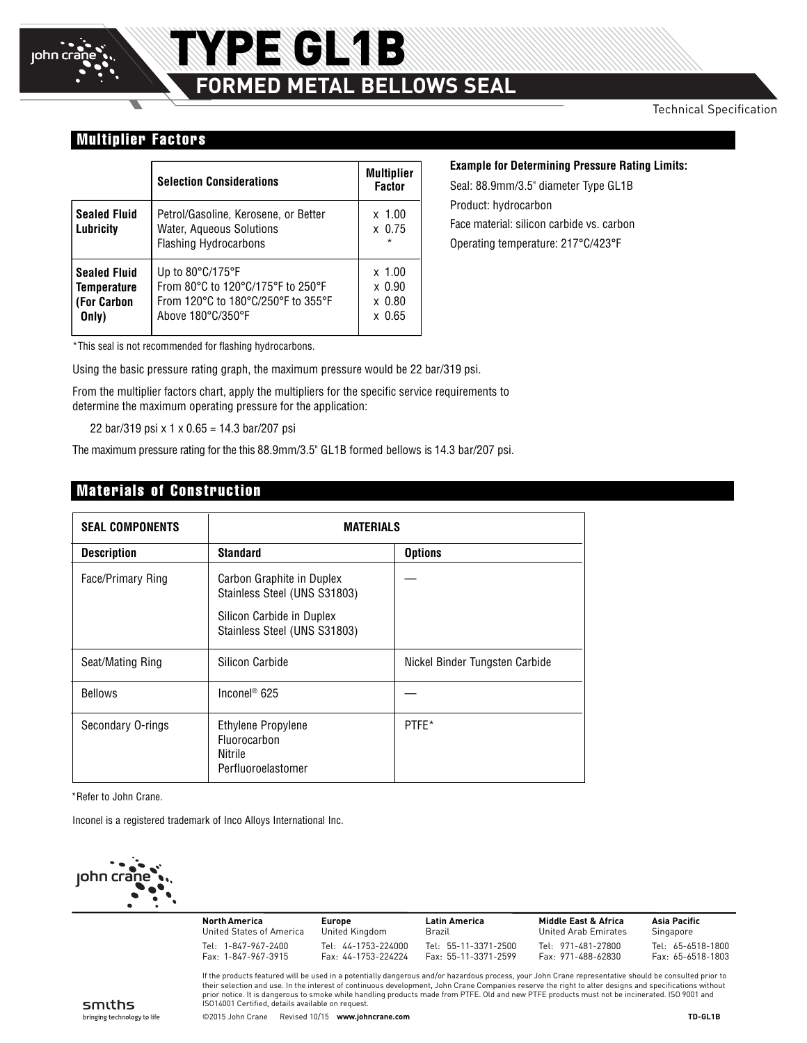# TYPE GL1B

## FORMED METAL BELLOWS SEAL

Technical Specification

## Multiplier Factors

| | Selection Considerations | Multiplier Factor |
|---|---|---|
| **Sealed Fluid Lubricity** | Petrol/Gasoline, Kerosene, or Better<br>Water, Aqueous Solutions<br>Flashing Hydrocarbons | x 1.00<br>x 0.75<br>* |
| **Sealed Fluid Temperature (For Carbon Only)** | Up to 80°C/175°F<br>From 80°C to 120°C/175°F to 250°F<br>From 120°C to 180°C/250°F to 355°F<br>Above 180°C/350°F | x 1.00<br>x 0.90<br>x 0.80<br>x 0.65 |

*This seal is not recommended for flashing hydrocarbons.

**Example for Determining Pressure Rating Limits:**

Seal: 88.9mm/3.5" diameter Type GL1B

Product: hydrocarbon

Face material: silicon carbide vs. carbon

Operating temperature: 217°C/423°F

Using the basic pressure rating graph, the maximum pressure would be 22 bar/319 psi.

From the multiplier factors chart, apply the multipliers for the specific service requirements to determine the maximum operating pressure for the application:

22 bar/319 psi x 1 x 0.65 = 14.3 bar/207 psi

The maximum pressure rating for the this 88.9mm/3.5" GL1B formed bellows is 14.3 bar/207 psi.

## Materials of Construction

| SEAL COMPONENTS | MATERIALS | |
|---|---|---|
| **Description** | **Standard** | **Options** |
| Face/Primary Ring | Carbon Graphite in Duplex Stainless Steel (UNS S31803)<br><br>Silicon Carbide in Duplex Stainless Steel (UNS S31803) | — |
| Seat/Mating Ring | Silicon Carbide | Nickel Binder Tungsten Carbide |
| Bellows | Inconel® 625 | — |
| Secondary O-rings | Ethylene Propylene<br>Fluorocarbon<br>Nitrile<br>Perfluoroelastomer | PTFE* |

*Refer to John Crane.

Inconel is a registered trademark of Inco Alloys International Inc.

| North America | Europe | Latin America | Middle East & Africa | Asia Pacific |
|---|---|---|---|---|
| United States of America | United Kingdom | Brazil | United Arab Emirates | Singapore |
| Tel: 1-847-967-2400 | Tel: 44-1753-224000 | Tel: 55-11-3371-2500 | Tel: 971-481-27800 | Tel: 65-6518-1800 |
| Fax: 1-847-967-3915 | Fax: 44-1753-224224 | Fax: 55-11-3371-2599 | Fax: 971-488-62830 | Fax: 65-6518-1803 |

If the products featured will be used in a potentially dangerous and/or hazardous process, your John Crane representative should be consulted prior to their selection and use. In the interest of continuous development, John Crane Companies reserve the right to alter designs and specifications without prior notice. It is dangerous to smoke while handling products made from PTFE. Old and new PTFE products must not be incinerated. ISO 9001 and ISO14001 Certified, details available on request.

©2015 John Crane Revised 10/15 **www.johncrane.com** **TD-GL1B**